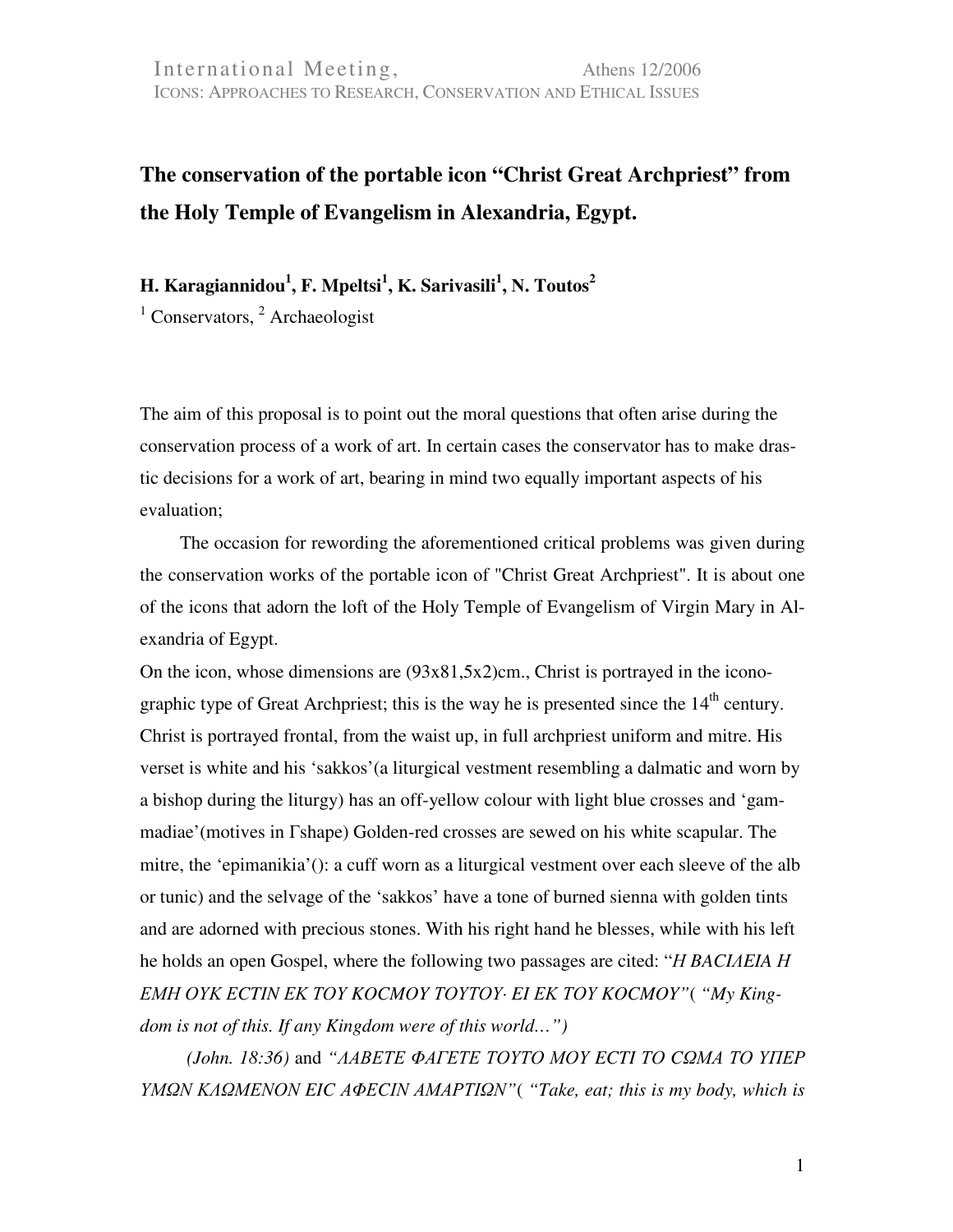# The conservation of the portable icon "Christ Great Archpriest" from the Holy Temple of Evangelism in Alexandria, Egypt.

**H. Karagiannidou[1], F. Mpeltsi[1], K. Sarivasili[1], N. Toutos[2]**

[1] Conservators, [2] Archaeologist

The aim of this proposal is to point out the moral questions that often arise during the conservation process of a work of art. In certain cases the conservator has to make drastic decisions for a work of art, bearing in mind two equally important aspects of his evaluation;

The occasion for rewording the aforementioned critical problems was given during the conservation works of the portable icon of "Christ Great Archpriest". It is about one of the icons that adorn the loft of the Holy Temple of Evangelism of Virgin Mary in Alexandria of Egypt.

On the icon, whose dimensions are (93x81,5x2)cm., Christ is portrayed in the iconographic type of Great Archpriest; this is the way he is presented since the 14[th] century. Christ is portrayed frontal, from the waist up, in full archpriest uniform and mitre. His verset is white and his 'sakkos'(a liturgical vestment resembling a dalmatic and worn by a bishop during the liturgy) has an off-yellow colour with light blue crosses and 'gammadiae'(motives in Γshape) Golden-red crosses are sewed on his white scapular. The mitre, the 'epimanikia'(): a cuff worn as a liturgical vestment over each sleeve of the alb or tunic) and the selvage of the 'sakkos' have a tone of burned sienna with golden tints and are adorned with precious stones. With his right hand he blesses, while with his left he holds an open Gospel, where the following two passages are cited: "*Η ΒΑCΙΛΕΙΑ Η ΕΜΗ ΟΥΚ ΕCΤΙΝ ΕΚ ΤΟΥ ΚΟCΜΟΥ ΤΟΥΤΟΥ· ΕΙ ΕΚ ΤΟΥ ΚΟCΜΟΥ"*( *"My Kingdom is not of this. If any Kingdom were of this world…")*

*(John. 18:36)* and *"ΛΑΒΕΤΕ ΦΑΓΕΤΕ ΤΟΥΤΟ ΜΟΥ ΕCΤΙ ΤΟ CΩΜΑ ΤΟ ΥΠΕΡ ΥΜΩΝ ΚΛΩΜΕΝΟΝ ΕΙC ΑΦΕCΙΝ ΑΜΑΡΤΙΩΝ"*( *"Take, eat; this is my body, which is*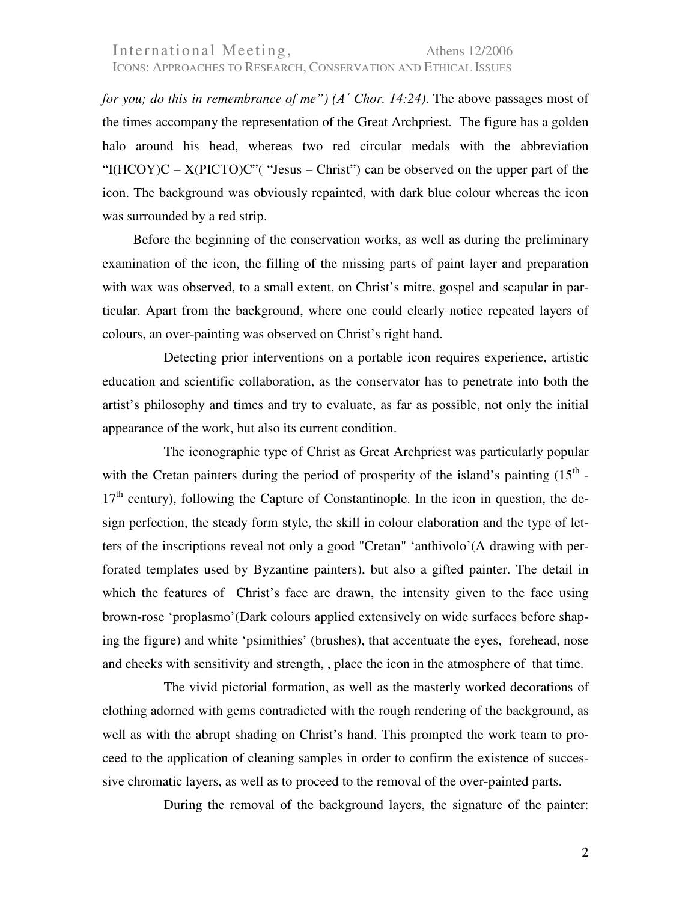*for you; do this in remembrance of me") (A΄ Chor. 14:24)*. The above passages most of the times accompany the representation of the Great Archpriest. The figure has a golden halo around his head, whereas two red circular medals with the abbreviation "I(HCOY)C – X(PICTO)C"( "Jesus – Christ") can be observed on the upper part of the icon. The background was obviously repainted, with dark blue colour whereas the icon was surrounded by a red strip.

Before the beginning of the conservation works, as well as during the preliminary examination of the icon, the filling of the missing parts of paint layer and preparation with wax was observed, to a small extent, on Christ's mitre, gospel and scapular in particular. Apart from the background, where one could clearly notice repeated layers of colours, an over-painting was observed on Christ's right hand.

Detecting prior interventions on a portable icon requires experience, artistic education and scientific collaboration, as the conservator has to penetrate into both the artist's philosophy and times and try to evaluate, as far as possible, not only the initial appearance of the work, but also its current condition.

The iconographic type of Christ as Great Archpriest was particularly popular with the Cretan painters during the period of prosperity of the island's painting (15th - 17th century), following the Capture of Constantinople. In the icon in question, the design perfection, the steady form style, the skill in colour elaboration and the type of letters of the inscriptions reveal not only a good "Cretan" 'anthivolo'(A drawing with perforated templates used by Byzantine painters), but also a gifted painter. The detail in which the features of Christ's face are drawn, the intensity given to the face using brown-rose 'proplasmo'(Dark colours applied extensively on wide surfaces before shaping the figure) and white 'psimithies' (brushes), that accentuate the eyes, forehead, nose and cheeks with sensitivity and strength, , place the icon in the atmosphere of that time.

The vivid pictorial formation, as well as the masterly worked decorations of clothing adorned with gems contradicted with the rough rendering of the background, as well as with the abrupt shading on Christ's hand. This prompted the work team to proceed to the application of cleaning samples in order to confirm the existence of successive chromatic layers, as well as to proceed to the removal of the over-painted parts.

During the removal of the background layers, the signature of the painter: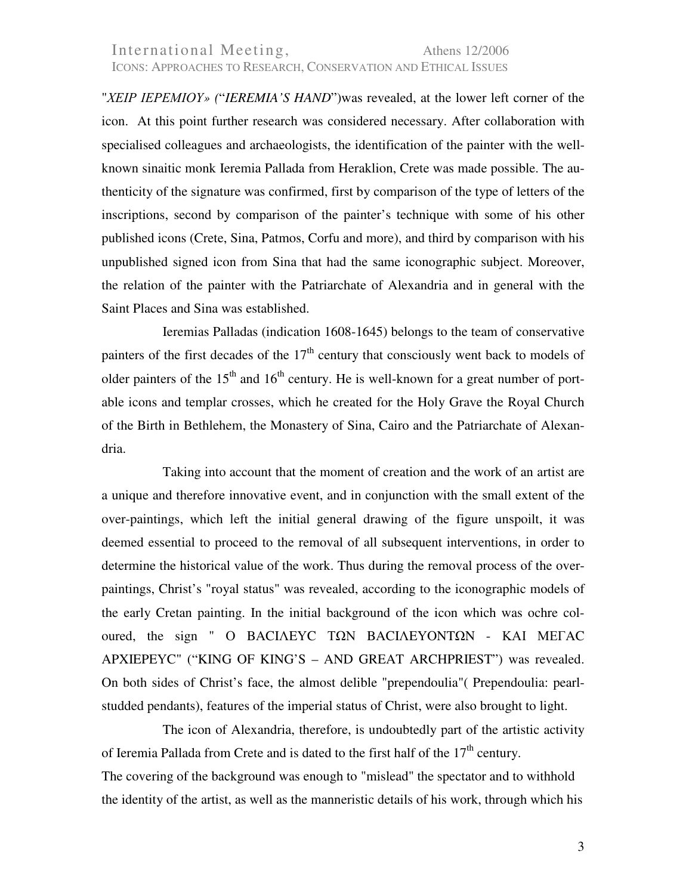"*ΧΕΙΡ ΙΕΡΕΜΙΟΥ» (*"*IEREMIA'S HAND*")was revealed, at the lower left corner of the icon. At this point further research was considered necessary. After collaboration with specialised colleagues and archaeologists, the identification of the painter with the well-known sinaitic monk Ieremia Pallada from Heraklion, Crete was made possible. The authenticity of the signature was confirmed, first by comparison of the type of letters of the inscriptions, second by comparison of the painter's technique with some of his other published icons (Crete, Sina, Patmos, Corfu and more), and third by comparison with his unpublished signed icon from Sina that had the same iconographic subject. Moreover, the relation of the painter with the Patriarchate of Alexandria and in general with the Saint Places and Sina was established.

Ieremias Palladas (indication 1608-1645) belongs to the team of conservative painters of the first decades of the 17th century that consciously went back to models of older painters of the 15th and 16th century. He is well-known for a great number of portable icons and templar crosses, which he created for the Holy Grave the Royal Church of the Birth in Bethlehem, the Monastery of Sina, Cairo and the Patriarchate of Alexandria.

Taking into account that the moment of creation and the work of an artist are a unique and therefore innovative event, and in conjunction with the small extent of the over-paintings, which left the initial general drawing of the figure unspoilt, it was deemed essential to proceed to the removal of all subsequent interventions, in order to determine the historical value of the work. Thus during the removal process of the over-paintings, Christ's "royal status" was revealed, according to the iconographic models of the early Cretan painting. In the initial background of the icon which was ochre coloured, the sign " Ο ΒΑCΙΛΕΥC ΤΩΝ ΒΑCΙΛΕΥΟΝΤΩΝ - ΚΑΙ ΜΕΓΑC ΑΡΧΙΕΡΕΥC" ("KING OF KING'S – AND GREAT ARCHPRIEST") was revealed. On both sides of Christ's face, the almost delible "prependoulia"( Prependoulia: pearl-studded pendants), features of the imperial status of Christ, were also brought to light.

The icon of Alexandria, therefore, is undoubtedly part of the artistic activity of Ieremia Pallada from Crete and is dated to the first half of the 17th century.

The covering of the background was enough to "mislead" the spectator and to withhold the identity of the artist, as well as the manneristic details of his work, through which his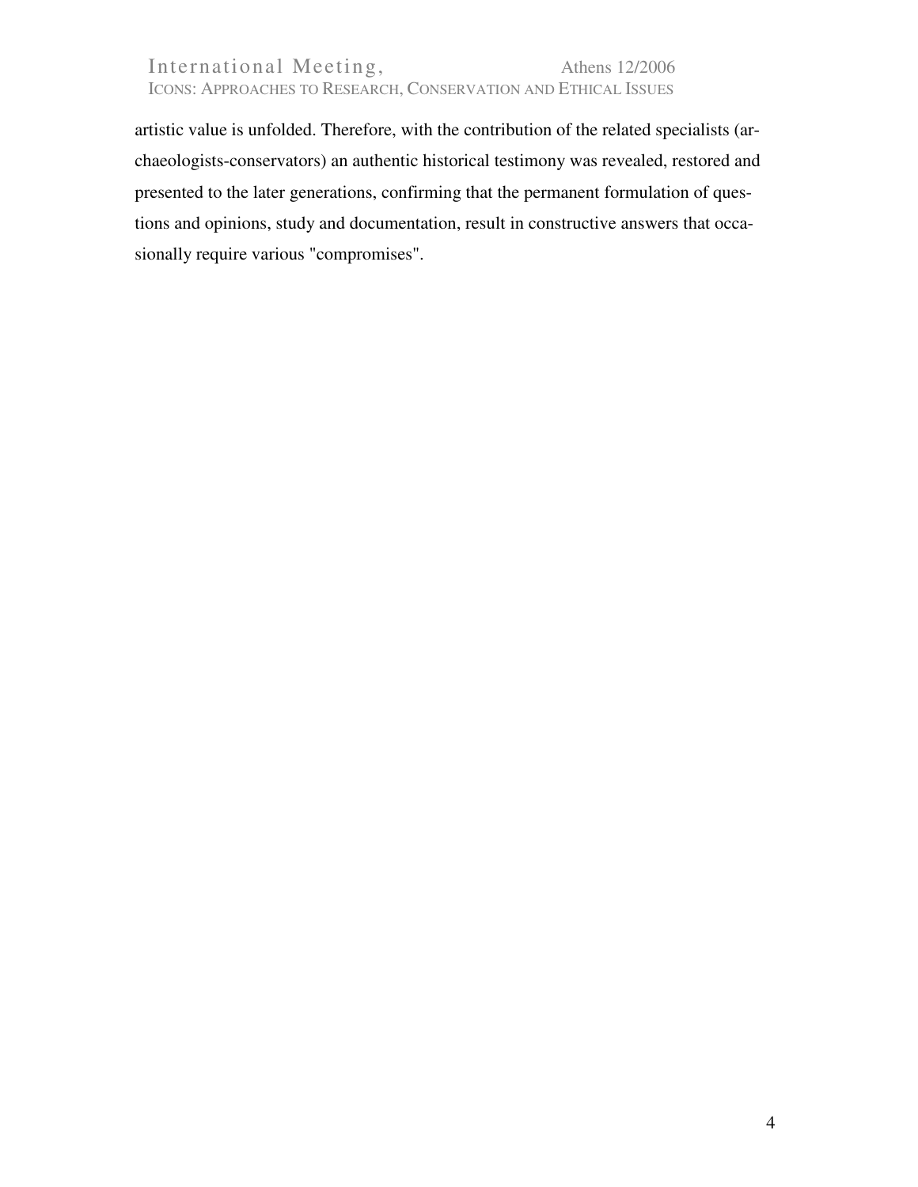artistic value is unfolded. Therefore, with the contribution of the related specialists (archaeologists-conservators) an authentic historical testimony was revealed, restored and presented to the later generations, confirming that the permanent formulation of questions and opinions, study and documentation, result in constructive answers that occasionally require various "compromises".